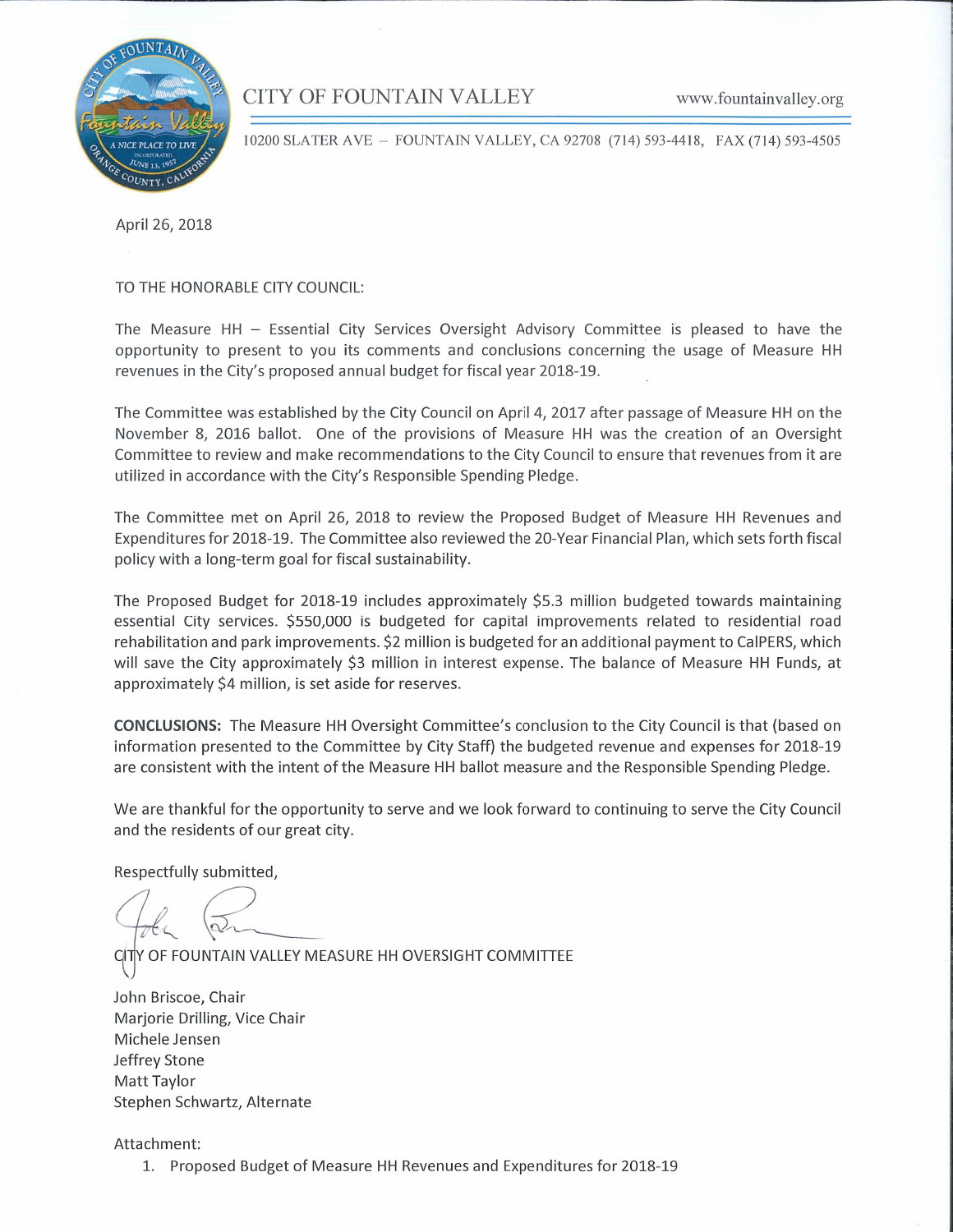# CITY OF FOUNTAIN VALLEY

www.fountainvalley.org

10200 SLATER AVE – FOUNTAIN VALLEY, CA 92708 (714) 593-4418, FAX (714) 593-4505

April 26, 2018

TO THE HONORABLE CITY COUNCIL:

The Measure HH – Essential City Services Oversight Advisory Committee is pleased to have the opportunity to present to you its comments and conclusions concerning the usage of Measure HH revenues in the City's proposed annual budget for fiscal year 2018-19.

The Committee was established by the City Council on April 4, 2017 after passage of Measure HH on the November 8, 2016 ballot. One of the provisions of Measure HH was the creation of an Oversight Committee to review and make recommendations to the City Council to ensure that revenues from it are utilized in accordance with the City's Responsible Spending Pledge.

The Committee met on April 26, 2018 to review the Proposed Budget of Measure HH Revenues and Expenditures for 2018-19. The Committee also reviewed the 20-Year Financial Plan, which sets forth fiscal policy with a long-term goal for fiscal sustainability.

The Proposed Budget for 2018-19 includes approximately $5.3 million budgeted towards maintaining essential City services. $550,000 is budgeted for capital improvements related to residential road rehabilitation and park improvements. $2 million is budgeted for an additional payment to CalPERS, which will save the City approximately $3 million in interest expense. The balance of Measure HH Funds, at approximately $4 million, is set aside for reserves.

**CONCLUSIONS:** The Measure HH Oversight Committee's conclusion to the City Council is that (based on information presented to the Committee by City Staff) the budgeted revenue and expenses for 2018-19 are consistent with the intent of the Measure HH ballot measure and the Responsible Spending Pledge.

We are thankful for the opportunity to serve and we look forward to continuing to serve the City Council and the residents of our great city.

Respectfully submitted,

CITY OF FOUNTAIN VALLEY MEASURE HH OVERSIGHT COMMITTEE

John Briscoe, Chair
Marjorie Drilling, Vice Chair
Michele Jensen
Jeffrey Stone
Matt Taylor
Stephen Schwartz, Alternate

Attachment:

1. Proposed Budget of Measure HH Revenues and Expenditures for 2018-19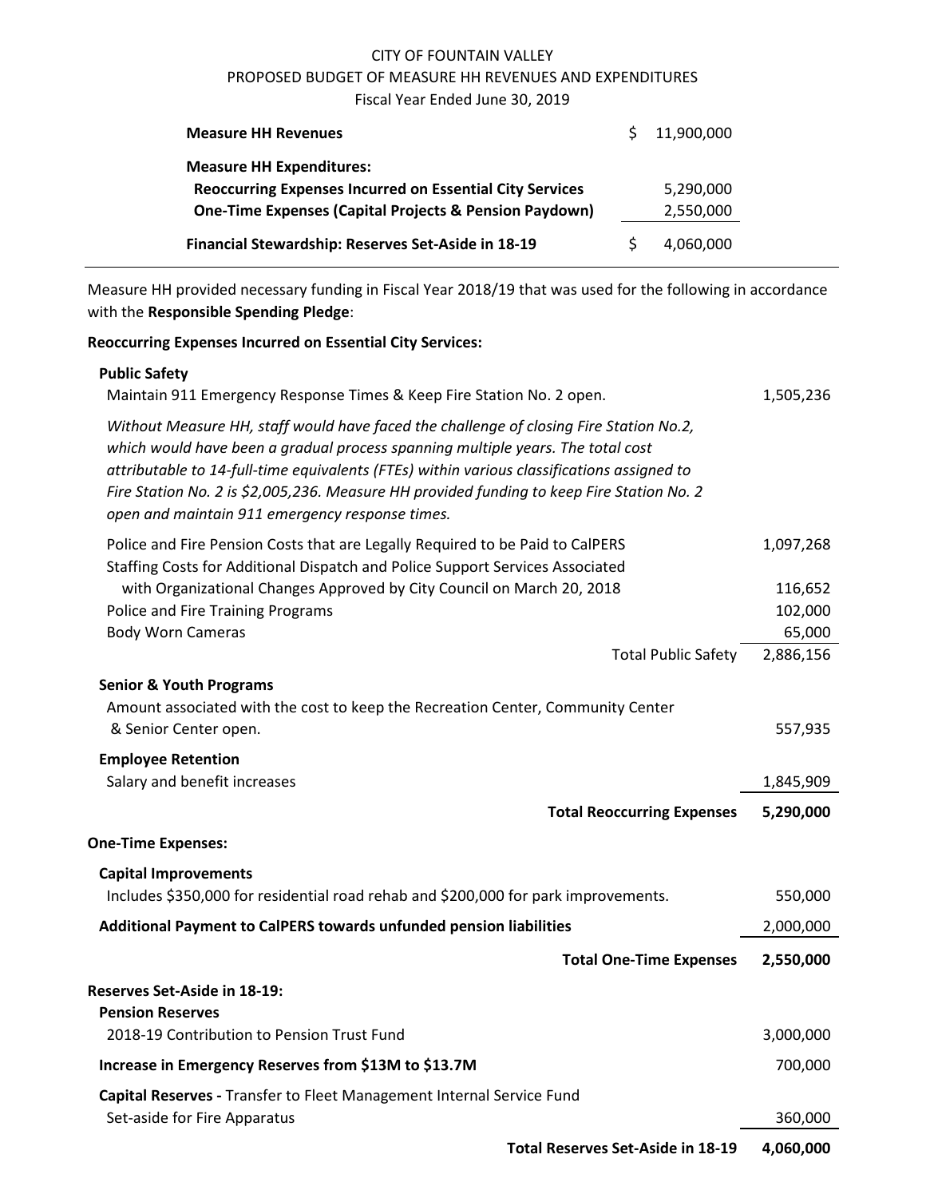CITY OF FOUNTAIN VALLEY

PROPOSED BUDGET OF MEASURE HH REVENUES AND EXPENDITURES

Fiscal Year Ended June 30, 2019

| | | |
|---|---|---|
| **Measure HH Revenues** | $ | 11,900,000 |
| **Measure HH Expenditures:** | | |
| **Reoccurring Expenses Incurred on Essential City Services** | | 5,290,000 |
| **One-Time Expenses (Capital Projects & Pension Paydown)** | | 2,550,000 |
| **Financial Stewardship: Reserves Set-Aside in 18-19** | $ | 4,060,000 |

Measure HH provided necessary funding in Fiscal Year 2018/19 that was used for the following in accordance with the **Responsible Spending Pledge**:

**Reoccurring Expenses Incurred on Essential City Services:**

| | |
|---|---|
| **Public Safety** | |
| Maintain 911 Emergency Response Times & Keep Fire Station No. 2 open. | 1,505,236 |
| *Without Measure HH, staff would have faced the challenge of closing Fire Station No.2, which would have been a gradual process spanning multiple years. The total cost attributable to 14-full-time equivalents (FTEs) within various classifications assigned to Fire Station No. 2 is $2,005,236. Measure HH provided funding to keep Fire Station No. 2 open and maintain 911 emergency response times.* | |
| Police and Fire Pension Costs that are Legally Required to be Paid to CalPERS | 1,097,268 |
| Staffing Costs for Additional Dispatch and Police Support Services Associated with Organizational Changes Approved by City Council on March 20, 2018 | 116,652 |
| Police and Fire Training Programs | 102,000 |
| Body Worn Cameras | 65,000 |
| Total Public Safety | 2,886,156 |
| **Senior & Youth Programs** | |
| Amount associated with the cost to keep the Recreation Center, Community Center & Senior Center open. | 557,935 |
| **Employee Retention** | |
| Salary and benefit increases | 1,845,909 |
| **Total Reoccurring Expenses** | **5,290,000** |

**One-Time Expenses:**

| | |
|---|---|
| **Capital Improvements** | |
| Includes $350,000 for residential road rehab and $200,000 for park improvements. | 550,000 |
| **Additional Payment to CalPERS towards unfunded pension liabilities** | 2,000,000 |
| **Total One-Time Expenses** | **2,550,000** |

**Reserves Set-Aside in 18-19:**

| | |
|---|---|
| **Pension Reserves** | |
| 2018-19 Contribution to Pension Trust Fund | 3,000,000 |
| **Increase in Emergency Reserves from $13M to $13.7M** | 700,000 |
| **Capital Reserves -** Transfer to Fleet Management Internal Service Fund | |
| Set-aside for Fire Apparatus | 360,000 |
| **Total Reserves Set-Aside in 18-19** | **4,060,000** |